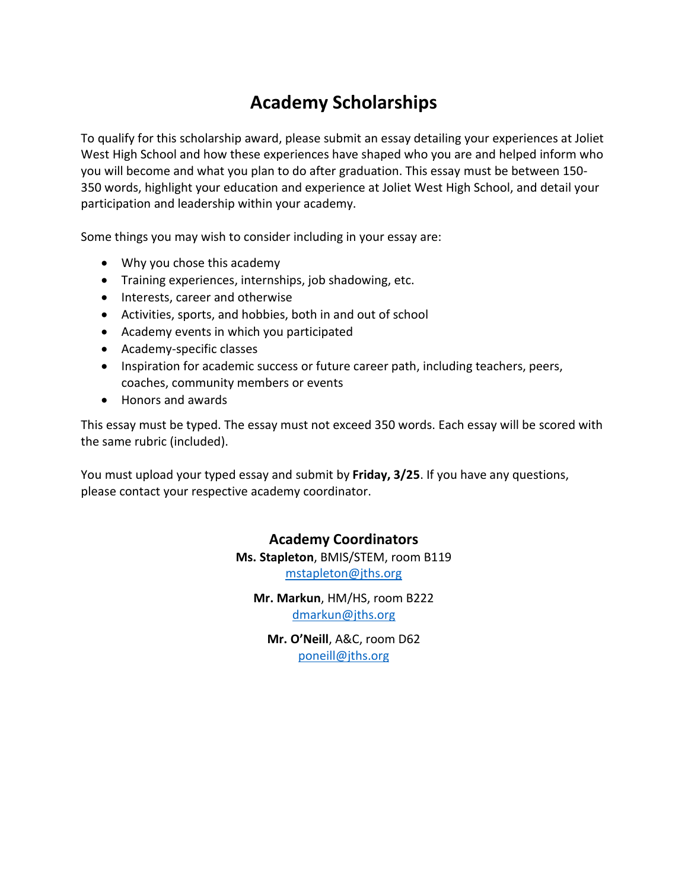# Academy Scholarships

To qualify for this scholarship award, please submit an essay detailing your experiences at Joliet West High School and how these experiences have shaped who you are and helped inform who you will become and what you plan to do after graduation. This essay must be between 150-350 words, highlight your education and experience at Joliet West High School, and detail your participation and leadership within your academy.

Some things you may wish to consider including in your essay are:

- Why you chose this academy
- Training experiences, internships, job shadowing, etc.
- Interests, career and otherwise
- Activities, sports, and hobbies, both in and out of school
- Academy events in which you participated
- Academy-specific classes
- Inspiration for academic success or future career path, including teachers, peers, coaches, community members or events
- Honors and awards

This essay must be typed. The essay must not exceed 350 words. Each essay will be scored with the same rubric (included).

You must upload your typed essay and submit by **Friday, 3/25**. If you have any questions, please contact your respective academy coordinator.

## Academy Coordinators

**Ms. Stapleton**, BMIS/STEM, room B119
mstapleton@jths.org

**Mr. Markun**, HM/HS, room B222
dmarkun@jths.org

**Mr. O'Neill**, A&C, room D62
poneill@jths.org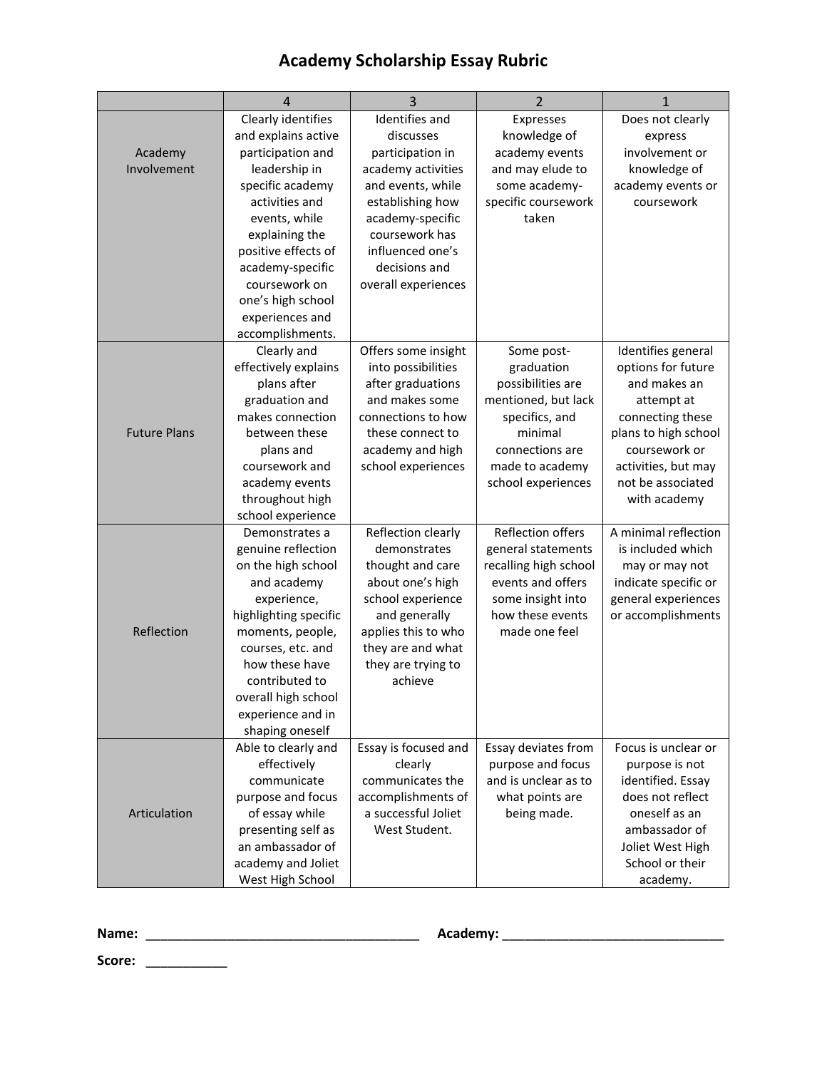# Academy Scholarship Essay Rubric

| | 4 | 3 | 2 | 1 |
|---|---|---|---|---|
| Academy Involvement | Clearly identifies and explains active participation and leadership in specific academy activities and events, while explaining the positive effects of academy-specific coursework on one's high school experiences and accomplishments. | Identifies and discusses participation in academy activities and events, while establishing how academy-specific coursework has influenced one's decisions and overall experiences | Expresses knowledge of academy events and may elude to some academy-specific coursework taken | Does not clearly express involvement or knowledge of academy events or coursework |
| Future Plans | Clearly and effectively explains plans after graduation and makes connection between these plans and coursework and academy events throughout high school experience | Offers some insight into possibilities after graduations and makes some connections to how these connect to academy and high school experiences | Some post-graduation possibilities are mentioned, but lack specifics, and minimal connections are made to academy school experiences | Identifies general options for future and makes an attempt at connecting these plans to high school coursework or activities, but may not be associated with academy |
| Reflection | Demonstrates a genuine reflection on the high school and academy experience, highlighting specific moments, people, courses, etc. and how these have contributed to overall high school experience and in shaping oneself | Reflection clearly demonstrates thought and care about one's high school experience and generally applies this to who they are and what they are trying to achieve | Reflection offers general statements recalling high school events and offers some insight into how these events made one feel | A minimal reflection is included which may or may not indicate specific or general experiences or accomplishments |
| Articulation | Able to clearly and effectively communicate purpose and focus of essay while presenting self as an ambassador of academy and Joliet West High School | Essay is focused and clearly communicates the accomplishments of a successful Joliet West Student. | Essay deviates from purpose and focus and is unclear as to what points are being made. | Focus is unclear or purpose is not identified. Essay does not reflect oneself as an ambassador of Joliet West High School or their academy. |

**Name:** ______________________________________ **Academy:** ______________________________

**Score:** ___________